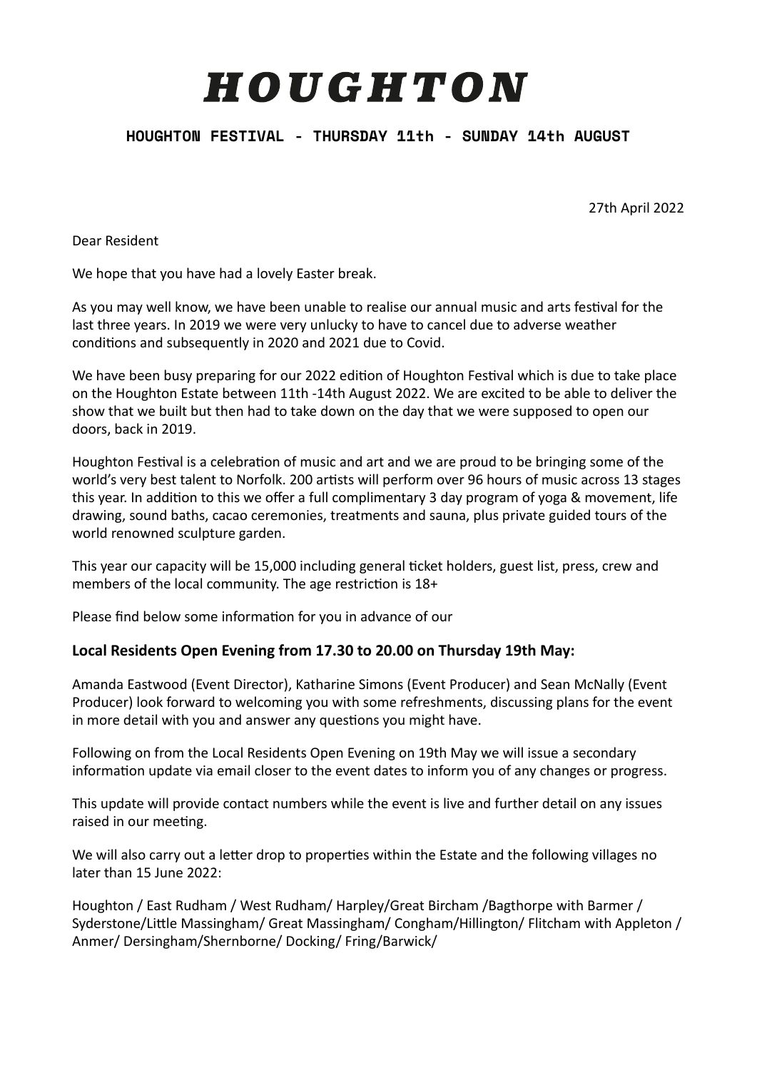# HOUGHTON

**HOUGHTON FESTIVAL - THURSDAY 11th - SUNDAY 14th AUGUST**

27th April 2022

Dear Resident

We hope that you have had a lovely Easter break.

As you may well know, we have been unable to realise our annual music and arts festival for the last three years. In 2019 we were very unlucky to have to cancel due to adverse weather conditions and subsequently in 2020 and 2021 due to Covid.

We have been busy preparing for our 2022 edition of Houghton Festival which is due to take place on the Houghton Estate between 11th -14th August 2022. We are excited to be able to deliver the show that we built but then had to take down on the day that we were supposed to open our doors, back in 2019.

Houghton Festival is a celebration of music and art and we are proud to be bringing some of the world's very best talent to Norfolk. 200 artists will perform over 96 hours of music across 13 stages this year. In addition to this we offer a full complimentary 3 day program of yoga & movement, life drawing, sound baths, cacao ceremonies, treatments and sauna, plus private guided tours of the world renowned sculpture garden.

This year our capacity will be 15,000 including general ticket holders, guest list, press, crew and members of the local community. The age restriction is 18+

Please find below some information for you in advance of our

### Local Residents Open Evening from 17.30 to 20.00 on Thursday 19th May:

Amanda Eastwood (Event Director), Katharine Simons (Event Producer) and Sean McNally (Event Producer) look forward to welcoming you with some refreshments, discussing plans for the event in more detail with you and answer any questions you might have.

Following on from the Local Residents Open Evening on 19th May we will issue a secondary information update via email closer to the event dates to inform you of any changes or progress.

This update will provide contact numbers while the event is live and further detail on any issues raised in our meeting.

We will also carry out a letter drop to properties within the Estate and the following villages no later than 15 June 2022:

Houghton / East Rudham / West Rudham/ Harpley/Great Bircham /Bagthorpe with Barmer / Syderstone/Little Massingham/ Great Massingham/ Congham/Hillington/ Flitcham with Appleton / Anmer/ Dersingham/Shernborne/ Docking/ Fring/Barwick/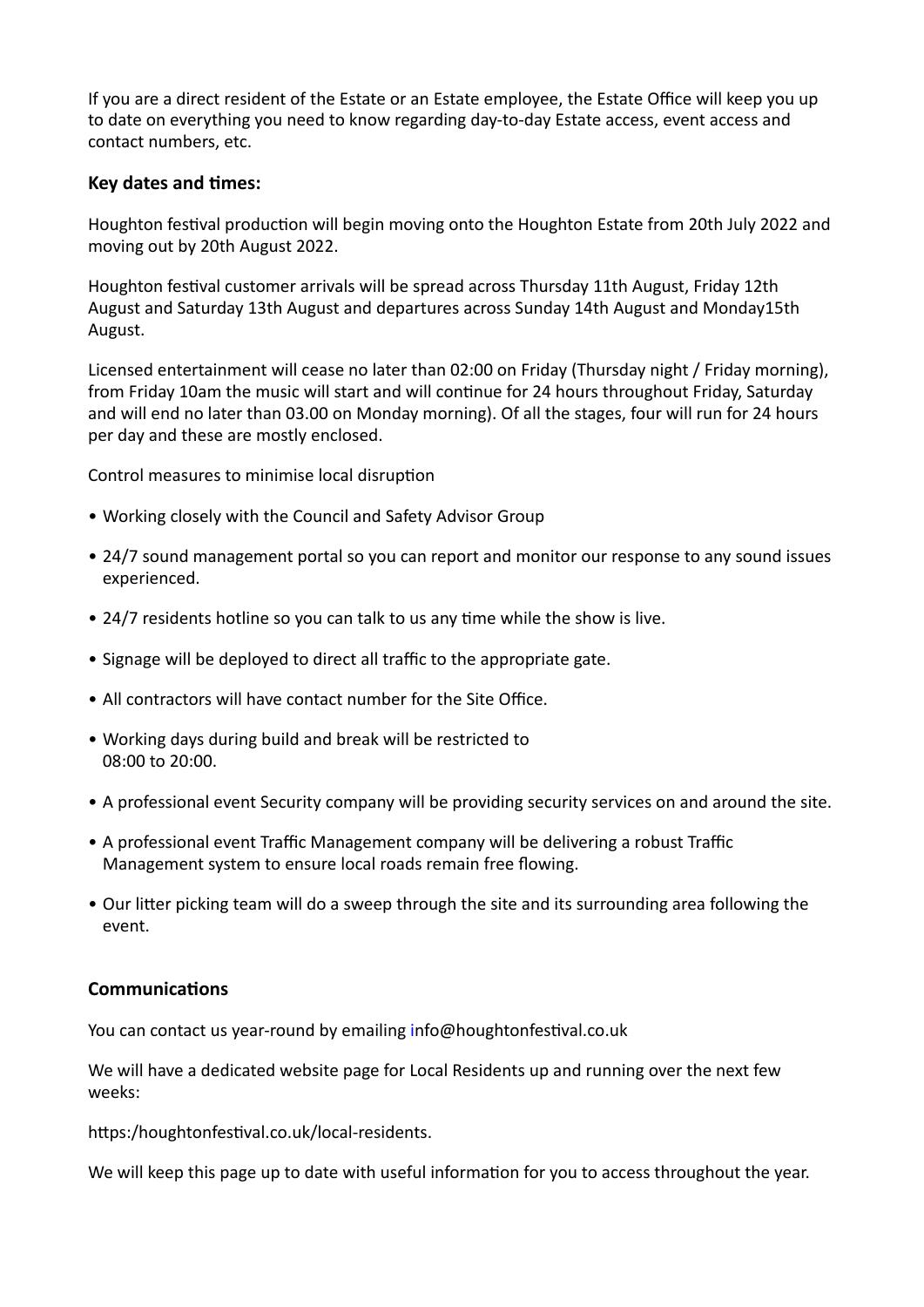If you are a direct resident of the Estate or an Estate employee, the Estate Office will keep you up to date on everything you need to know regarding day-to-day Estate access, event access and contact numbers, etc.

### Key dates and times:

Houghton festival production will begin moving onto the Houghton Estate from 20th July 2022 and moving out by 20th August 2022.

Houghton festival customer arrivals will be spread across Thursday 11th August, Friday 12th August and Saturday 13th August and departures across Sunday 14th August and Monday15th August.

Licensed entertainment will cease no later than 02:00 on Friday (Thursday night / Friday morning), from Friday 10am the music will start and will continue for 24 hours throughout Friday, Saturday and will end no later than 03.00 on Monday morning). Of all the stages, four will run for 24 hours per day and these are mostly enclosed.

Control measures to minimise local disruption

- Working closely with the Council and Safety Advisor Group
- 24/7 sound management portal so you can report and monitor our response to any sound issues experienced.
- 24/7 residents hotline so you can talk to us any time while the show is live.
- Signage will be deployed to direct all traffic to the appropriate gate.
- All contractors will have contact number for the Site Office.
- Working days during build and break will be restricted to 08:00 to 20:00.
- A professional event Security company will be providing security services on and around the site.
- A professional event Traffic Management company will be delivering a robust Traffic Management system to ensure local roads remain free flowing.
- Our litter picking team will do a sweep through the site and its surrounding area following the event.

### Communications

You can contact us year-round by emailing info@houghtonfestival.co.uk

We will have a dedicated website page for Local Residents up and running over the next few weeks:

https:/houghtonfestival.co.uk/local-residents.

We will keep this page up to date with useful information for you to access throughout the year.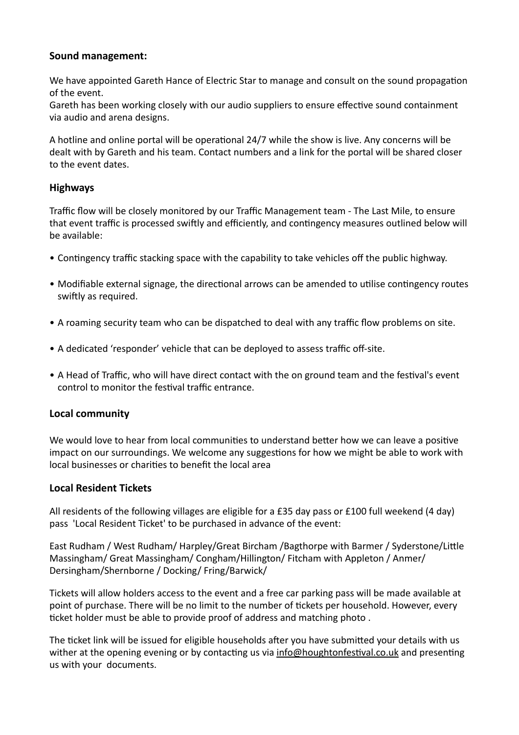**Sound management:**

We have appointed Gareth Hance of Electric Star to manage and consult on the sound propagation of the event.
Gareth has been working closely with our audio suppliers to ensure effective sound containment via audio and arena designs.

A hotline and online portal will be operational 24/7 while the show is live. Any concerns will be dealt with by Gareth and his team. Contact numbers and a link for the portal will be shared closer to the event dates.

**Highways**

Traffic flow will be closely monitored by our Traffic Management team - The Last Mile, to ensure that event traffic is processed swiftly and efficiently, and contingency measures outlined below will be available:

- Contingency traffic stacking space with the capability to take vehicles off the public highway.
- Modifiable external signage, the directional arrows can be amended to utilise contingency routes swiftly as required.
- A roaming security team who can be dispatched to deal with any traffic flow problems on site.
- A dedicated 'responder' vehicle that can be deployed to assess traffic off-site.
- A Head of Traffic, who will have direct contact with the on ground team and the festival's event control to monitor the festival traffic entrance.

**Local community**

We would love to hear from local communities to understand better how we can leave a positive impact on our surroundings. We welcome any suggestions for how we might be able to work with local businesses or charities to benefit the local area

**Local Resident Tickets**

All residents of the following villages are eligible for a £35 day pass or £100 full weekend (4 day) pass 'Local Resident Ticket' to be purchased in advance of the event:

East Rudham / West Rudham/ Harpley/Great Bircham /Bagthorpe with Barmer / Syderstone/Little Massingham/ Great Massingham/ Congham/Hillington/ Fitcham with Appleton / Anmer/ Dersingham/Shernborne / Docking/ Fring/Barwick/

Tickets will allow holders access to the event and a free car parking pass will be made available at point of purchase. There will be no limit to the number of tickets per household. However, every ticket holder must be able to provide proof of address and matching photo .

The ticket link will be issued for eligible households after you have submitted your details with us wither at the opening evening or by contacting us via info@houghtonfestival.co.uk and presenting us with your documents.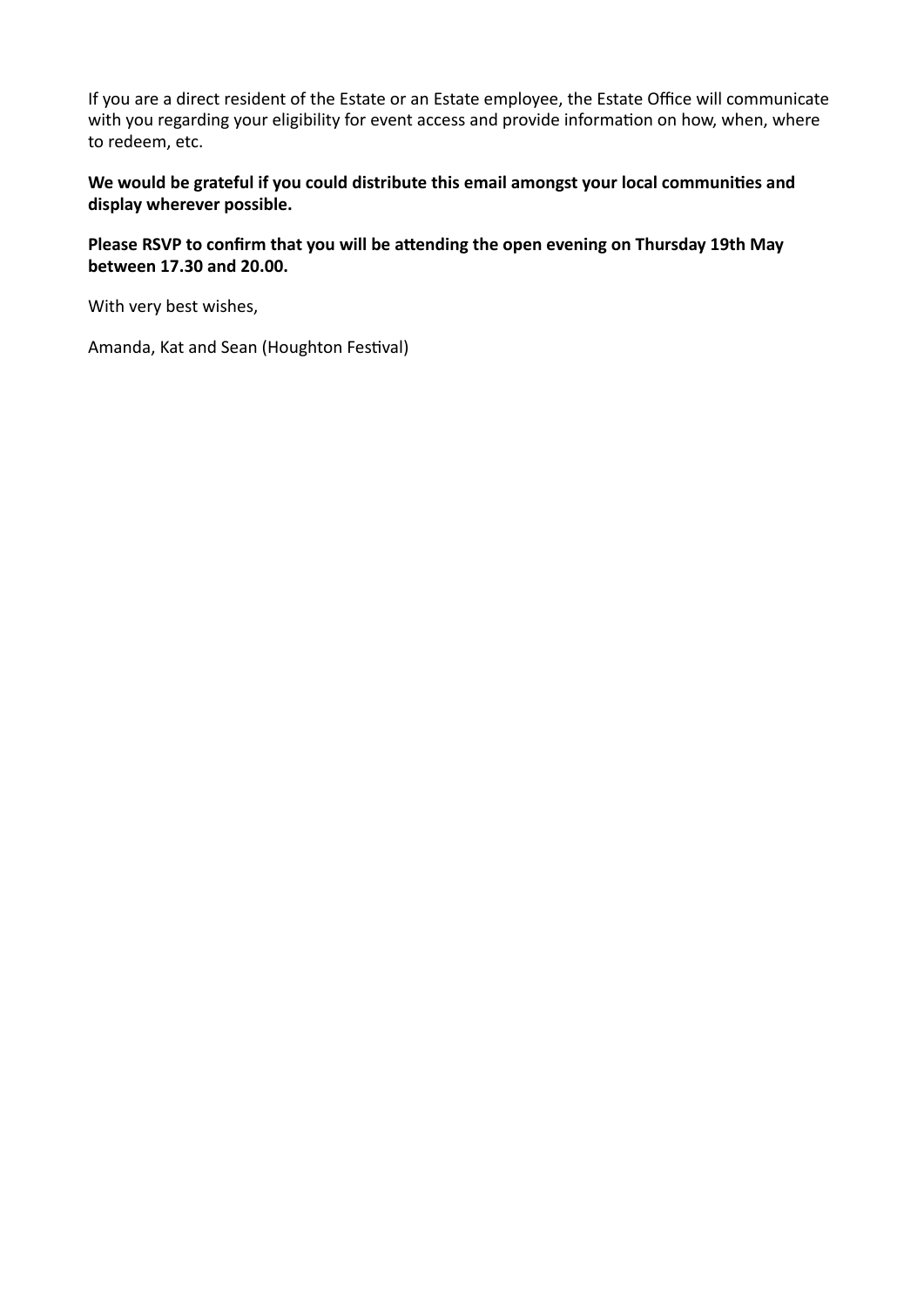If you are a direct resident of the Estate or an Estate employee, the Estate Office will communicate with you regarding your eligibility for event access and provide information on how, when, where to redeem, etc.

**We would be grateful if you could distribute this email amongst your local communities and display wherever possible.**

**Please RSVP to confirm that you will be attending the open evening on Thursday 19th May between 17.30 and 20.00.**

With very best wishes,

Amanda, Kat and Sean (Houghton Festival)